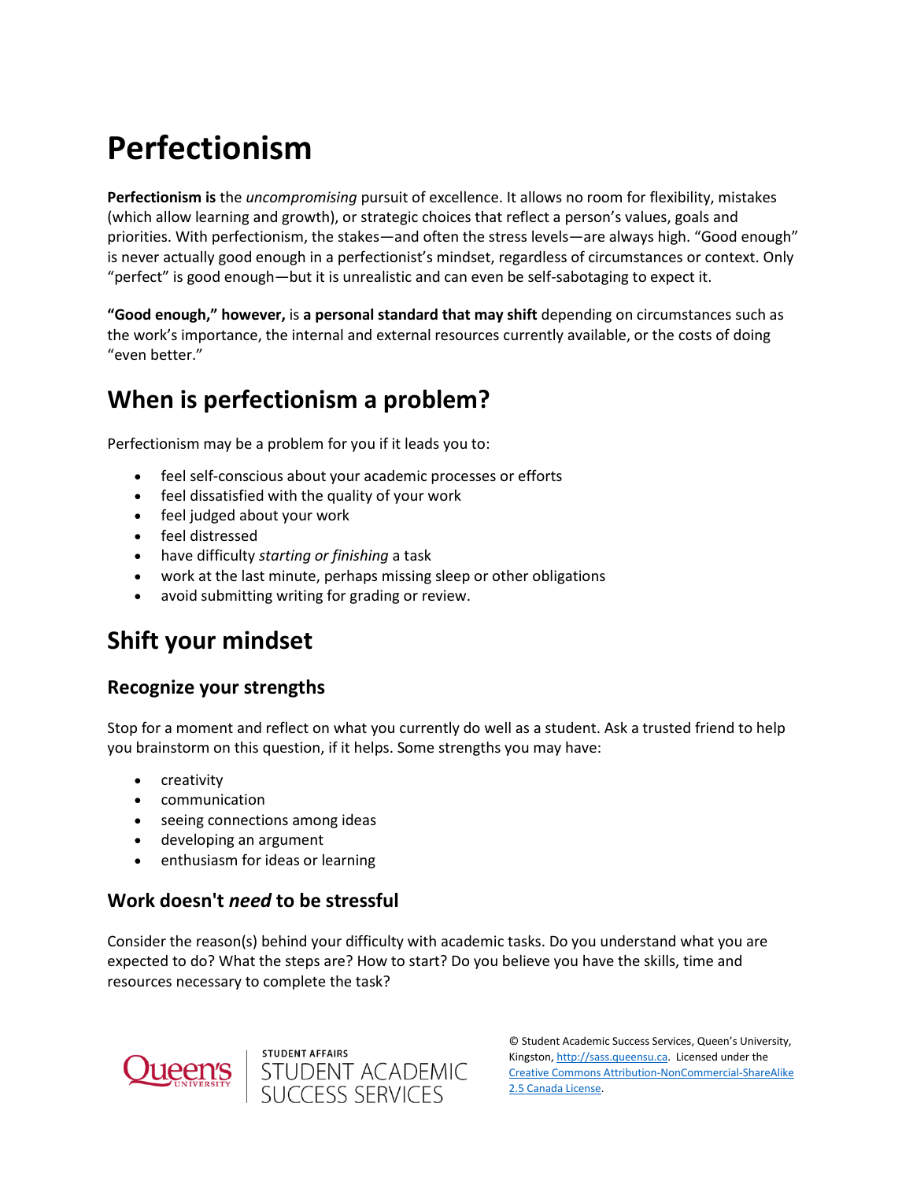# Perfectionism

**Perfectionism is** the *uncompromising* pursuit of excellence. It allows no room for flexibility, mistakes (which allow learning and growth), or strategic choices that reflect a person's values, goals and priorities. With perfectionism, the stakes—and often the stress levels—are always high. "Good enough" is never actually good enough in a perfectionist's mindset, regardless of circumstances or context. Only "perfect" is good enough—but it is unrealistic and can even be self-sabotaging to expect it.

**"Good enough," however,** is **a personal standard that may shift** depending on circumstances such as the work's importance, the internal and external resources currently available, or the costs of doing "even better."

## When is perfectionism a problem?

Perfectionism may be a problem for you if it leads you to:

- feel self-conscious about your academic processes or efforts
- feel dissatisfied with the quality of your work
- feel judged about your work
- feel distressed
- have difficulty *starting or finishing* a task
- work at the last minute, perhaps missing sleep or other obligations
- avoid submitting writing for grading or review.

## Shift your mindset

### Recognize your strengths

Stop for a moment and reflect on what you currently do well as a student. Ask a trusted friend to help you brainstorm on this question, if it helps. Some strengths you may have:

- creativity
- communication
- seeing connections among ideas
- developing an argument
- enthusiasm for ideas or learning

### Work doesn't *need* to be stressful

Consider the reason(s) behind your difficulty with academic tasks. Do you understand what you are expected to do? What the steps are? How to start? Do you believe you have the skills, time and resources necessary to complete the task?

© Student Academic Success Services, Queen's University, Kingston, http://sass.queensu.ca. Licensed under the Creative Commons Attribution-NonCommercial-ShareAlike 2.5 Canada License.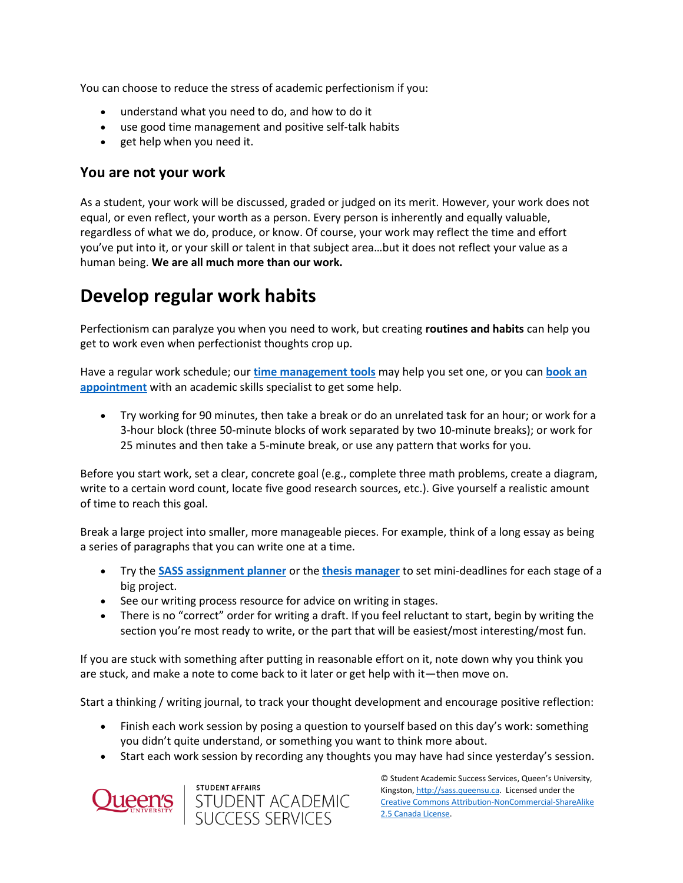You can choose to reduce the stress of academic perfectionism if you:

- understand what you need to do, and how to do it
- use good time management and positive self-talk habits
- get help when you need it.

### You are not your work

As a student, your work will be discussed, graded or judged on its merit. However, your work does not equal, or even reflect, your worth as a person. Every person is inherently and equally valuable, regardless of what we do, produce, or know. Of course, your work may reflect the time and effort you've put into it, or your skill or talent in that subject area…but it does not reflect your value as a human being. **We are all much more than our work.**

## Develop regular work habits

Perfectionism can paralyze you when you need to work, but creating **routines and habits** can help you get to work even when perfectionist thoughts crop up.

Have a regular work schedule; our **time management tools** may help you set one, or you can **book an appointment** with an academic skills specialist to get some help.

- Try working for 90 minutes, then take a break or do an unrelated task for an hour; or work for a 3-hour block (three 50-minute blocks of work separated by two 10-minute breaks); or work for 25 minutes and then take a 5-minute break, or use any pattern that works for you.

Before you start work, set a clear, concrete goal (e.g., complete three math problems, create a diagram, write to a certain word count, locate five good research sources, etc.). Give yourself a realistic amount of time to reach this goal.

Break a large project into smaller, more manageable pieces. For example, think of a long essay as being a series of paragraphs that you can write one at a time.

- Try the **SASS assignment planner** or the **thesis manager** to set mini-deadlines for each stage of a big project.
- See our writing process resource for advice on writing in stages.
- There is no "correct" order for writing a draft. If you feel reluctant to start, begin by writing the section you're most ready to write, or the part that will be easiest/most interesting/most fun.

If you are stuck with something after putting in reasonable effort on it, note down why you think you are stuck, and make a note to come back to it later or get help with it—then move on.

Start a thinking / writing journal, to track your thought development and encourage positive reflection:

- Finish each work session by posing a question to yourself based on this day's work: something you didn't quite understand, or something you want to think more about.
- Start each work session by recording any thoughts you may have had since yesterday's session.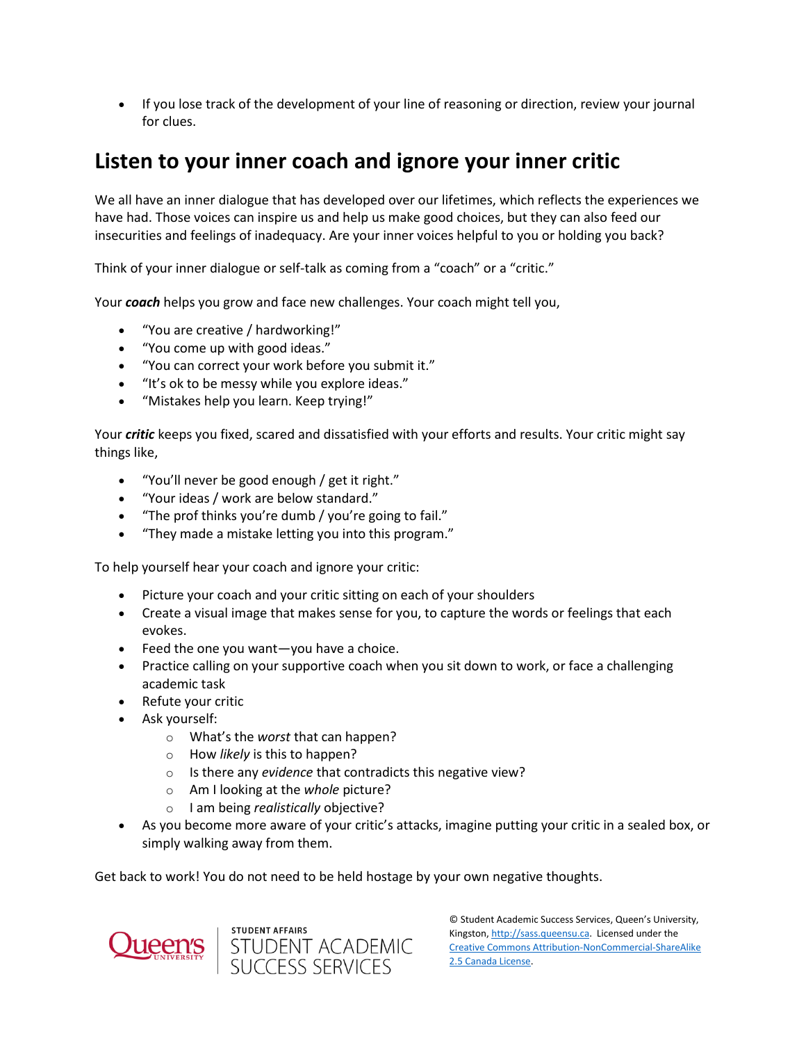- If you lose track of the development of your line of reasoning or direction, review your journal for clues.

## Listen to your inner coach and ignore your inner critic

We all have an inner dialogue that has developed over our lifetimes, which reflects the experiences we have had. Those voices can inspire us and help us make good choices, but they can also feed our insecurities and feelings of inadequacy. Are your inner voices helpful to you or holding you back?

Think of your inner dialogue or self-talk as coming from a "coach" or a "critic."

Your ***coach*** helps you grow and face new challenges. Your coach might tell you,

- "You are creative / hardworking!"
- "You come up with good ideas."
- "You can correct your work before you submit it."
- "It's ok to be messy while you explore ideas."
- "Mistakes help you learn. Keep trying!"

Your ***critic*** keeps you fixed, scared and dissatisfied with your efforts and results. Your critic might say things like,

- "You'll never be good enough / get it right."
- "Your ideas / work are below standard."
- "The prof thinks you're dumb / you're going to fail."
- "They made a mistake letting you into this program."

To help yourself hear your coach and ignore your critic:

- Picture your coach and your critic sitting on each of your shoulders
- Create a visual image that makes sense for you, to capture the words or feelings that each evokes.
- Feed the one you want—you have a choice.
- Practice calling on your supportive coach when you sit down to work, or face a challenging academic task
- Refute your critic
- Ask yourself:
  - What's the *worst* that can happen?
  - How *likely* is this to happen?
  - Is there any *evidence* that contradicts this negative view?
  - Am I looking at the *whole* picture?
  - I am being *realistically* objective?
- As you become more aware of your critic's attacks, imagine putting your critic in a sealed box, or simply walking away from them.

Get back to work! You do not need to be held hostage by your own negative thoughts.

Queen's University | STUDENT AFFAIRS STUDENT ACADEMIC SUCCESS SERVICES

© Student Academic Success Services, Queen's University, Kingston, http://sass.queensu.ca. Licensed under the Creative Commons Attribution-NonCommercial-ShareAlike 2.5 Canada License.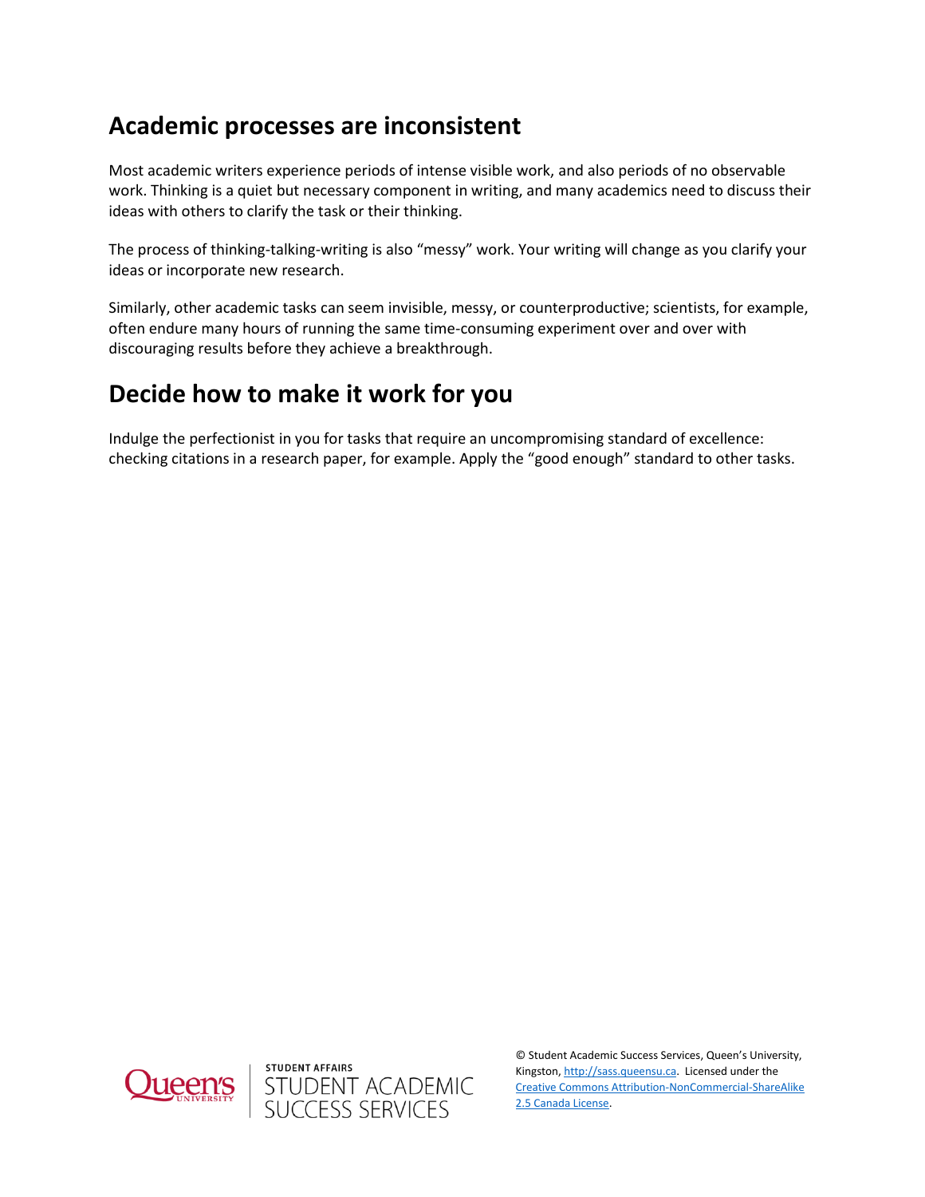## Academic processes are inconsistent

Most academic writers experience periods of intense visible work, and also periods of no observable work. Thinking is a quiet but necessary component in writing, and many academics need to discuss their ideas with others to clarify the task or their thinking.

The process of thinking-talking-writing is also "messy" work. Your writing will change as you clarify your ideas or incorporate new research.

Similarly, other academic tasks can seem invisible, messy, or counterproductive; scientists, for example, often endure many hours of running the same time-consuming experiment over and over with discouraging results before they achieve a breakthrough.

## Decide how to make it work for you

Indulge the perfectionist in you for tasks that require an uncompromising standard of excellence: checking citations in a research paper, for example. Apply the "good enough" standard to other tasks.

Queen's University | STUDENT AFFAIRS STUDENT ACADEMIC SUCCESS SERVICES

© Student Academic Success Services, Queen's University, Kingston, http://sass.queensu.ca. Licensed under the Creative Commons Attribution-NonCommercial-ShareAlike 2.5 Canada License.